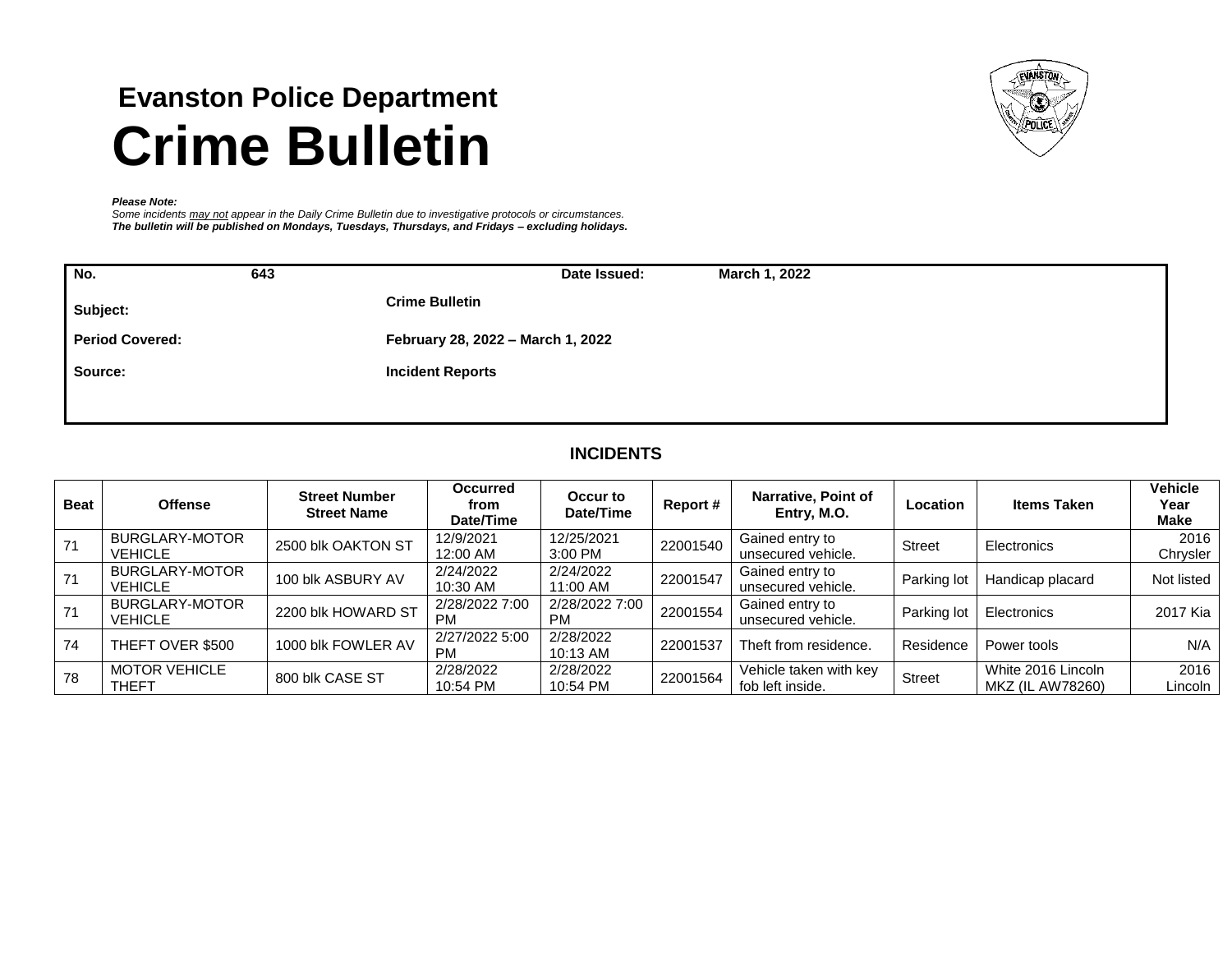# Evanston Police Department

# Crime Bulletin

***Please Note:***
*Some incidents may not appear in the Daily Crime Bulletin due to investigative protocols or circumstances.*
***The bulletin will be published on Mondays, Tuesdays, Thursdays, and Fridays – excluding holidays.***

| | | | |
|---|---|---|---|
| **No.** | **643** | **Date Issued:** | **March 1, 2022** |
| **Subject:** | **Crime Bulletin** | | |
| **Period Covered:** | **February 28, 2022 – March 1, 2022** | | |
| **Source:** | **Incident Reports** | | |

## INCIDENTS

| Beat | Offense | Street Number Street Name | Occurred from Date/Time | Occur to Date/Time | Report # | Narrative, Point of Entry, M.O. | Location | Items Taken | Vehicle Year Make |
|---|---|---|---|---|---|---|---|---|---|
| 71 | BURGLARY-MOTOR VEHICLE | 2500 blk OAKTON ST | 12/9/2021 12:00 AM | 12/25/2021 3:00 PM | 22001540 | Gained entry to unsecured vehicle. | Street | Electronics | 2016 Chrysler |
| 71 | BURGLARY-MOTOR VEHICLE | 100 blk ASBURY AV | 2/24/2022 10:30 AM | 2/24/2022 11:00 AM | 22001547 | Gained entry to unsecured vehicle. | Parking lot | Handicap placard | Not listed |
| 71 | BURGLARY-MOTOR VEHICLE | 2200 blk HOWARD ST | 2/28/2022 7:00 PM | 2/28/2022 7:00 PM | 22001554 | Gained entry to unsecured vehicle. | Parking lot | Electronics | 2017 Kia |
| 74 | THEFT OVER $500 | 1000 blk FOWLER AV | 2/27/2022 5:00 PM | 2/28/2022 10:13 AM | 22001537 | Theft from residence. | Residence | Power tools | N/A |
| 78 | MOTOR VEHICLE THEFT | 800 blk CASE ST | 2/28/2022 10:54 PM | 2/28/2022 10:54 PM | 22001564 | Vehicle taken with key fob left inside. | Street | White 2016 Lincoln MKZ (IL AW78260) | 2016 Lincoln |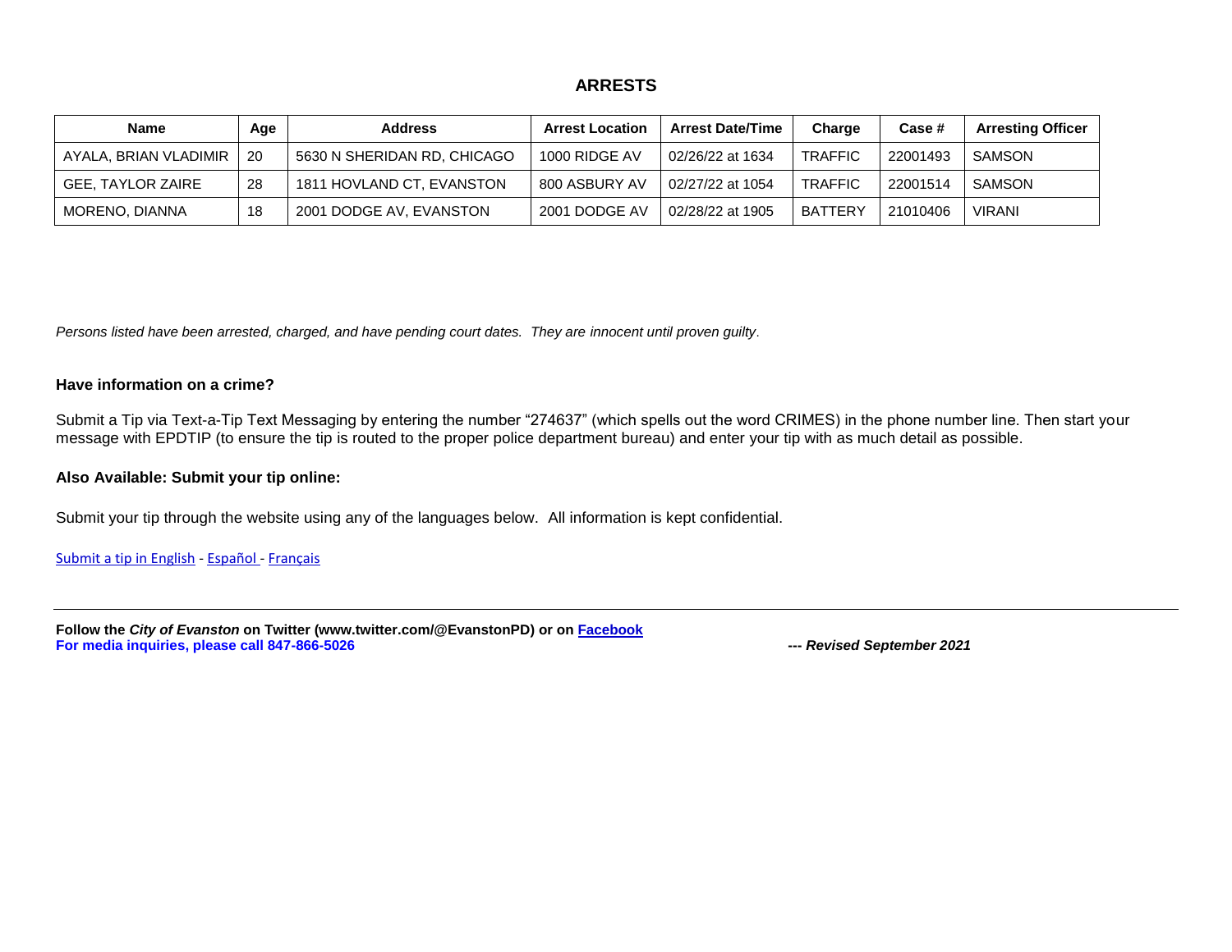## ARRESTS

| Name | Age | Address | Arrest Location | Arrest Date/Time | Charge | Case # | Arresting Officer |
|---|---|---|---|---|---|---|---|
| AYALA, BRIAN VLADIMIR | 20 | 5630 N SHERIDAN RD, CHICAGO | 1000 RIDGE AV | 02/26/22 at 1634 | TRAFFIC | 22001493 | SAMSON |
| GEE, TAYLOR ZAIRE | 28 | 1811 HOVLAND CT, EVANSTON | 800 ASBURY AV | 02/27/22 at 1054 | TRAFFIC | 22001514 | SAMSON |
| MORENO, DIANNA | 18 | 2001 DODGE AV, EVANSTON | 2001 DODGE AV | 02/28/22 at 1905 | BATTERY | 21010406 | VIRANI |

*Persons listed have been arrested, charged, and have pending court dates. They are innocent until proven guilty*.

**Have information on a crime?**

Submit a Tip via Text-a-Tip Text Messaging by entering the number "274637" (which spells out the word CRIMES) in the phone number line. Then start your message with EPDTIP (to ensure the tip is routed to the proper police department bureau) and enter your tip with as much detail as possible.

**Also Available: Submit your tip online:**

Submit your tip through the website using any of the languages below. All information is kept confidential.

Submit a tip in English - Español - Français

---

**Follow the *City of Evanston* on Twitter (www.twitter.com/@EvanstonPD) or on Facebook**
**For media inquiries, please call 847-866-5026** ***--- Revised September 2021***